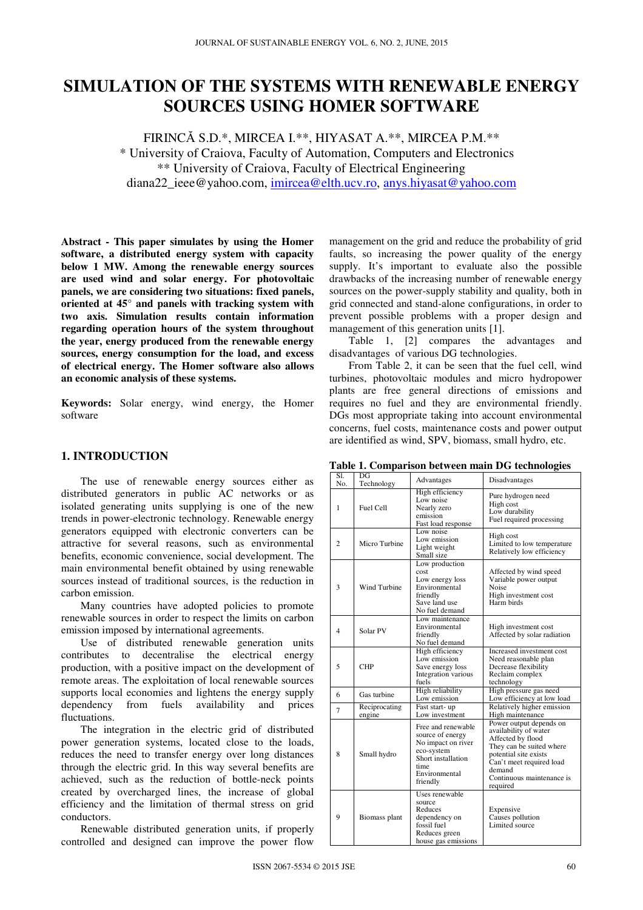# SIMULATION OF THE SYSTEMS WITH RENEWABLE ENERGY SOURCES USING HOMER SOFTWARE

FIRINCĂ S.D.*, MIRCEA I.**, HIYASAT A.**, MIRCEA P.M.**

\* University of Craiova, Faculty of Automation, Computers and Electronics

\** University of Craiova, Faculty of Electrical Engineering

diana22_ieee@yahoo.com, imircea@elth.ucv.ro, anys.hiyasat@yahoo.com

**Abstract - This paper simulates by using the Homer software, a distributed energy system with capacity below 1 MW. Among the renewable energy sources are used wind and solar energy. For photovoltaic panels, we are considering two situations: fixed panels, oriented at 45° and panels with tracking system with two axis. Simulation results contain information regarding operation hours of the system throughout the year, energy produced from the renewable energy sources, energy consumption for the load, and excess of electrical energy. The Homer software also allows an economic analysis of these systems.**

**Keywords:** Solar energy, wind energy, the Homer software

## 1. INTRODUCTION

The use of renewable energy sources either as distributed generators in public AC networks or as isolated generating units supplying is one of the new trends in power-electronic technology. Renewable energy generators equipped with electronic converters can be attractive for several reasons, such as environmental benefits, economic convenience, social development. The main environmental benefit obtained by using renewable sources instead of traditional sources, is the reduction in carbon emission.

Many countries have adopted policies to promote renewable sources in order to respect the limits on carbon emission imposed by international agreements.

Use of distributed renewable generation units contributes to decentralise the electrical energy production, with a positive impact on the development of remote areas. The exploitation of local renewable sources supports local economies and lightens the energy supply dependency from fuels availability and prices fluctuations.

The integration in the electric grid of distributed power generation systems, located close to the loads, reduces the need to transfer energy over long distances through the electric grid. In this way several benefits are achieved, such as the reduction of bottle-neck points created by overcharged lines, the increase of global efficiency and the limitation of thermal stress on grid conductors.

Renewable distributed generation units, if properly controlled and designed can improve the power flow management on the grid and reduce the probability of grid faults, so increasing the power quality of the energy supply. It's important to evaluate also the possible drawbacks of the increasing number of renewable energy sources on the power-supply stability and quality, both in grid connected and stand-alone configurations, in order to prevent possible problems with a proper design and management of this generation units [1].

Table 1, [2] compares the advantages and disadvantages of various DG technologies.

From Table 2, it can be seen that the fuel cell, wind turbines, photovoltaic modules and micro hydropower plants are free general directions of emissions and requires no fuel and they are environmental friendly. DGs most appropriate taking into account environmental concerns, fuel costs, maintenance costs and power output are identified as wind, SPV, biomass, small hydro, etc.

**Table 1. Comparison between main DG technologies**

| Sl. No. | DG Technology | Advantages | Disadvantages |
|---|---|---|---|
| 1 | Fuel Cell | High efficiency<br>Low noise<br>Nearly zero emission<br>Fast load response | Pure hydrogen need<br>High cost<br>Low durability<br>Fuel required processing |
| 2 | Micro Turbine | Low noise<br>Low emission<br>Light weight<br>Small size | High cost<br>Limited to low temperature<br>Relatively low efficiency |
| 3 | Wind Turbine | Low production cost<br>Low energy loss<br>Environmental friendly<br>Save land use<br>No fuel demand | Affected by wind speed<br>Variable power output<br>Noise<br>High investment cost<br>Harm birds |
| 4 | Solar PV | Low maintenance<br>Environmental friendly<br>No fuel demand | High investment cost<br>Affected by solar radiation |
| 5 | CHP | High efficiency<br>Low emission<br>Save energy loss<br>Integration various fuels | Increased investment cost<br>Need reasonable plan<br>Decrease flexibility<br>Reclaim complex technology |
| 6 | Gas turbine | High reliability<br>Low emission | High pressure gas need<br>Low efficiency at low load |
| 7 | Reciprocating engine | Fast start- up<br>Low investment | Relatively higher emission<br>High maintenance |
| 8 | Small hydro | Free and renewable source of energy<br>No impact on river eco-system<br>Short installation time<br>Environmental friendly | Power output depends on availability of water<br>Affected by flood<br>They can be suited where potential site exists<br>Can't meet required load demand<br>Continuous maintenance is required |
| 9 | Biomass plant | Uses renewable source<br>Reduces dependency on fossil fuel<br>Reduces green house gas emissions | Expensive<br>Causes pollution<br>Limited source |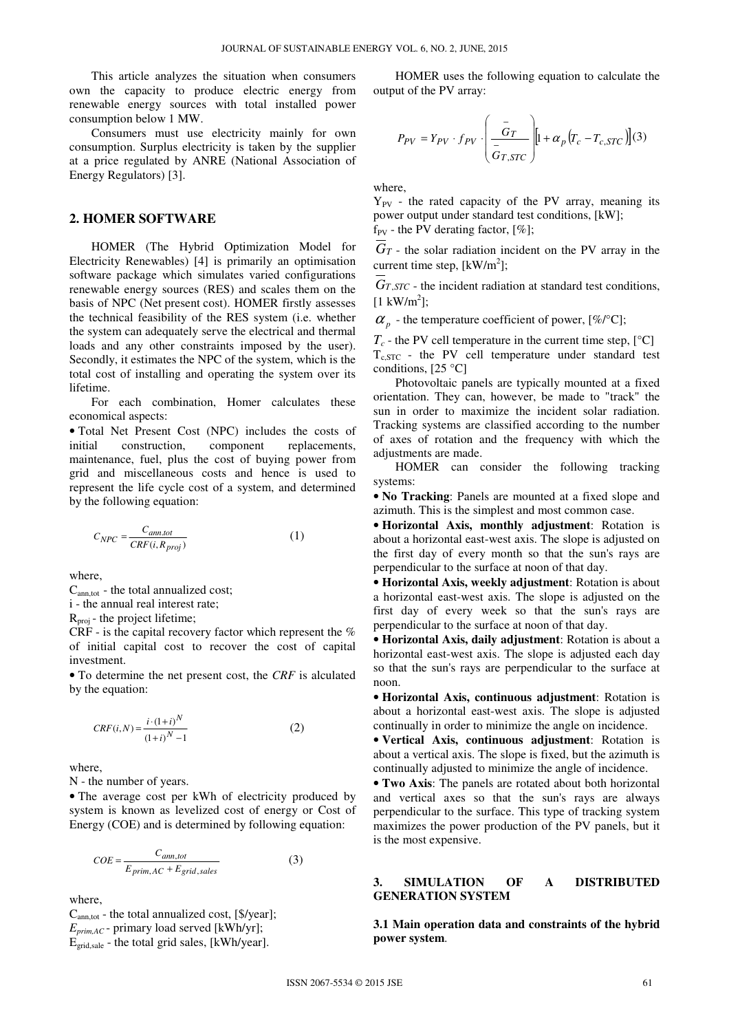This article analyzes the situation when consumers own the capacity to produce electric energy from renewable energy sources with total installed power consumption below 1 MW.

Consumers must use electricity mainly for own consumption. Surplus electricity is taken by the supplier at a price regulated by ANRE (National Association of Energy Regulators) [3].

## 2. HOMER SOFTWARE

HOMER (The Hybrid Optimization Model for Electricity Renewables) [4] is primarily an optimisation software package which simulates varied configurations renewable energy sources (RES) and scales them on the basis of NPC (Net present cost). HOMER firstly assesses the technical feasibility of the RES system (i.e. whether the system can adequately serve the electrical and thermal loads and any other constraints imposed by the user). Secondly, it estimates the NPC of the system, which is the total cost of installing and operating the system over its lifetime.

For each combination, Homer calculates these economical aspects:

• Total Net Present Cost (NPC) includes the costs of initial construction, component replacements, maintenance, fuel, plus the cost of buying power from grid and miscellaneous costs and hence is used to represent the life cycle cost of a system, and determined by the following equation:

$$C_{NPC} = \frac{C_{ann.tot}}{CRF(i, R_{proj})} \qquad (1)$$

where,

$C_{ann,tot}$ - the total annualized cost;

i - the annual real interest rate;

$R_{proj}$ - the project lifetime;

CRF - is the capital recovery factor which represent the % of initial capital cost to recover the cost of capital investment.

• To determine the net present cost, the *CRF* is alculated by the equation:

$$CRF(i,N) = \frac{i \cdot (1+i)^N}{(1+i)^N - 1} \qquad (2)$$

where,

N - the number of years.

• The average cost per kWh of electricity produced by system is known as levelized cost of energy or Cost of Energy (COE) and is determined by following equation:

$$COE = \frac{C_{ann,tot}}{E_{prim,AC} + E_{grid,sales}} \qquad (3)$$

where,

$C_{ann,tot}$ - the total annualized cost, [\$/year];

$E_{prim,AC}$ - primary load served [kWh/yr];

$E_{grid,sale}$ - the total grid sales, [kWh/year].

HOMER uses the following equation to calculate the output of the PV array:

$$P_{PV} = Y_{PV} \cdot f_{PV} \cdot \left( \frac{\bar{G}_T}{\bar{G}_{T,STC}} \right) \left[ 1 + \alpha_p \left( T_c - T_{c,STC} \right) \right] \quad (3)$$

where,

$Y_{PV}$ - the rated capacity of the PV array, meaning its power output under standard test conditions, [kW];

$f_{PV}$ - the PV derating factor, [%];

$\bar{G}_T$ - the solar radiation incident on the PV array in the current time step, [kW/m$^2$];

$\bar{G}_{T,STC}$ - the incident radiation at standard test conditions, [1 kW/m$^2$];

$\alpha_p$ - the temperature coefficient of power, [%/°C];

$T_c$ - the PV cell temperature in the current time step, [°C]

$T_{c,STC}$ - the PV cell temperature under standard test conditions, [25 °C]

Photovoltaic panels are typically mounted at a fixed orientation. They can, however, be made to "track" the sun in order to maximize the incident solar radiation. Tracking systems are classified according to the number of axes of rotation and the frequency with which the adjustments are made.

HOMER can consider the following tracking systems:

• **No Tracking**: Panels are mounted at a fixed slope and azimuth. This is the simplest and most common case.

• **Horizontal Axis, monthly adjustment**: Rotation is about a horizontal east-west axis. The slope is adjusted on the first day of every month so that the sun's rays are perpendicular to the surface at noon of that day.

• **Horizontal Axis, weekly adjustment**: Rotation is about a horizontal east-west axis. The slope is adjusted on the first day of every week so that the sun's rays are perpendicular to the surface at noon of that day.

• **Horizontal Axis, daily adjustment**: Rotation is about a horizontal east-west axis. The slope is adjusted each day so that the sun's rays are perpendicular to the surface at noon.

• **Horizontal Axis, continuous adjustment**: Rotation is about a horizontal east-west axis. The slope is adjusted continually in order to minimize the angle on incidence.

• **Vertical Axis, continuous adjustment**: Rotation is about a vertical axis. The slope is fixed, but the azimuth is continually adjusted to minimize the angle of incidence.

• **Two Axis**: The panels are rotated about both horizontal and vertical axes so that the sun's rays are always perpendicular to the surface. This type of tracking system maximizes the power production of the PV panels, but it is the most expensive.

## 3. SIMULATION OF A DISTRIBUTED GENERATION SYSTEM

### 3.1 Main operation data and constraints of the hybrid power system.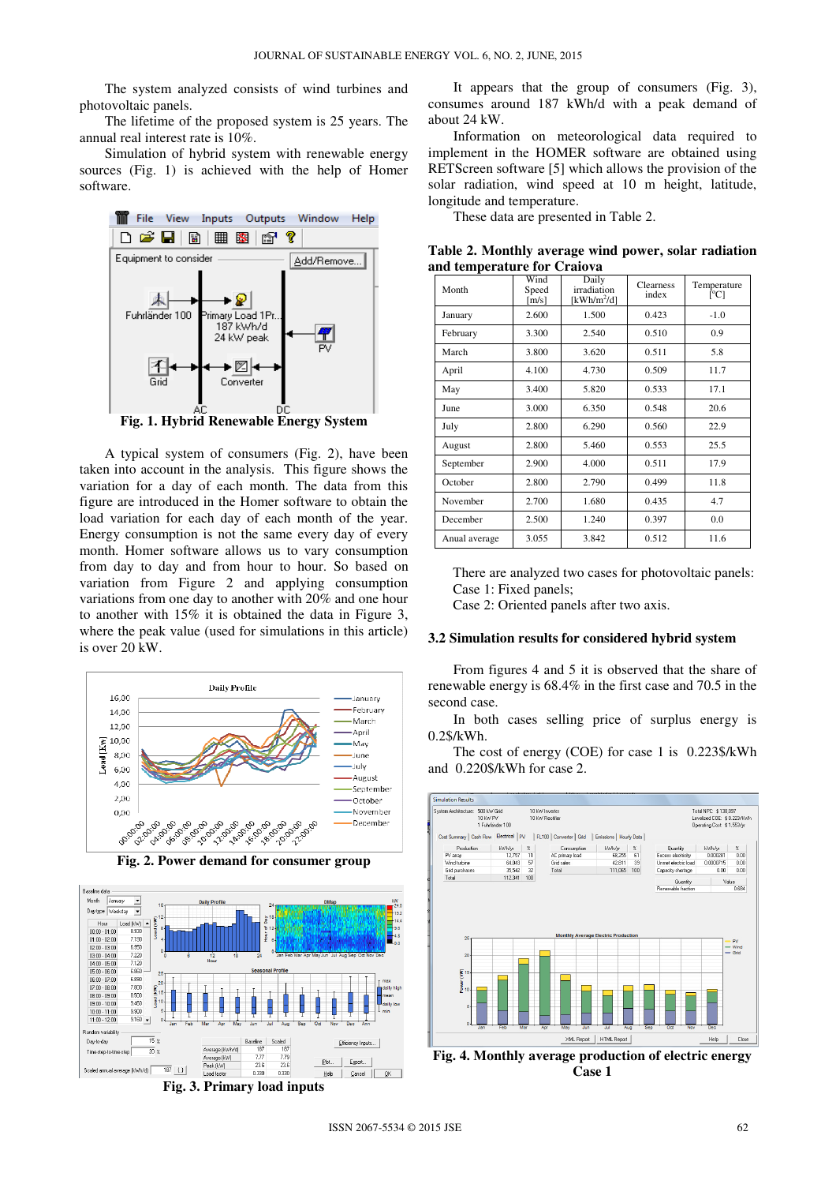The system analyzed consists of wind turbines and photovoltaic panels.

The lifetime of the proposed system is 25 years. The annual real interest rate is 10%.

Simulation of hybrid system with renewable energy sources (Fig. 1) is achieved with the help of Homer software.

**Fig. 1. Hybrid Renewable Energy System**

A typical system of consumers (Fig. 2), have been taken into account in the analysis. This figure shows the variation for a day of each month. The data from this figure are introduced in the Homer software to obtain the load variation for each day of each month of the year. Energy consumption is not the same every day of every month. Homer software allows us to vary consumption from day to day and from hour to hour. So based on variation from Figure 2 and applying consumption variations from one day to another with 20% and one hour to another with 15% it is obtained the data in Figure 3, where the peak value (used for simulations in this article) is over 20 kW.

**Fig. 2. Power demand for consumer group**

**Fig. 3. Primary load inputs**

It appears that the group of consumers (Fig. 3), consumes around 187 kWh/d with a peak demand of about 24 kW.

Information on meteorological data required to implement in the HOMER software are obtained using RETScreen software [5] which allows the provision of the solar radiation, wind speed at 10 m height, latitude, longitude and temperature.

These data are presented in Table 2.

**Table 2. Monthly average wind power, solar radiation and temperature for Craiova**

| Month | Wind Speed [m/s] | Daily irradiation [kWh/m²/d] | Clearness index | Temperature [°C] |
|---|---|---|---|---|
| January | 2.600 | 1.500 | 0.423 | -1.0 |
| February | 3.300 | 2.540 | 0.510 | 0.9 |
| March | 3.800 | 3.620 | 0.511 | 5.8 |
| April | 4.100 | 4.730 | 0.509 | 11.7 |
| May | 3.400 | 5.820 | 0.533 | 17.1 |
| June | 3.000 | 6.350 | 0.548 | 20.6 |
| July | 2.800 | 6.290 | 0.560 | 22.9 |
| August | 2.800 | 5.460 | 0.553 | 25.5 |
| September | 2.900 | 4.000 | 0.511 | 17.9 |
| October | 2.800 | 2.790 | 0.499 | 11.8 |
| November | 2.700 | 1.680 | 0.435 | 4.7 |
| December | 2.500 | 1.240 | 0.397 | 0.0 |
| Anual average | 3.055 | 3.842 | 0.512 | 11.6 |

There are analyzed two cases for photovoltaic panels:
Case 1: Fixed panels;
Case 2: Oriented panels after two axis.

### 3.2 Simulation results for considered hybrid system

From figures 4 and 5 it is observed that the share of renewable energy is 68.4% in the first case and 70.5 in the second case.

In both cases selling price of surplus energy is 0.2$/kWh.

The cost of energy (COE) for case 1 is 0.223$/kWh and 0.220$/kWh for case 2.

**Fig. 4. Monthly average production of electric energy Case 1**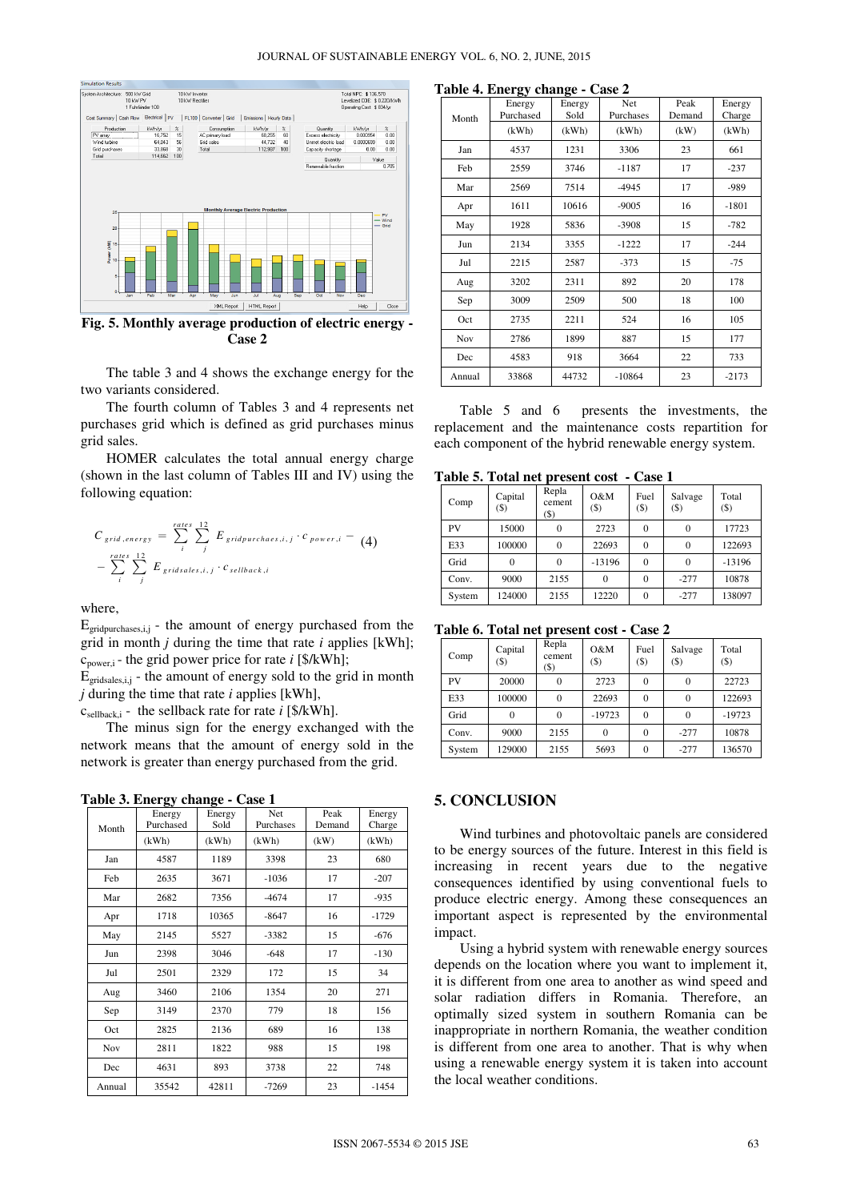Fig. 5. Monthly average production of electric energy - Case 2

The table 3 and 4 shows the exchange energy for the two variants considered.

The fourth column of Tables 3 and 4 represents net purchases grid which is defined as grid purchases minus grid sales.

HOMER calculates the total annual energy charge (shown in the last column of Tables III and IV) using the following equation:

$$C_{grid,energy} = \sum_{i}^{rates} \sum_{j}^{12} E_{gridpurchases,i,j} \cdot c_{power,i} - \sum_{i}^{rates} \sum_{j}^{12} E_{gridsales,i,j} \cdot c_{sellback,i} \quad (4)$$

where,

$E_{gridpurchases,i,j}$ - the amount of energy purchased from the grid in month $j$ during the time that rate $i$ applies [kWh];

$c_{power,i}$ - the grid power price for rate $i$ [$/kWh];

$E_{gridsales,i,j}$ - the amount of energy sold to the grid in month $j$ during the time that rate $i$ applies [kWh],

$c_{sellback,i}$ - the sellback rate for rate $i$ [$/kWh].

The minus sign for the energy exchanged with the network means that the amount of energy sold to the network is greater than energy purchased from the grid.

**Table 3. Energy change - Case 1**

| Month | Energy Purchased (kWh) | Energy Sold (kWh) | Net Purchases (kWh) | Peak Demand (kW) | Energy Charge (kWh) |
|---|---|---|---|---|---|
| Jan | 4587 | 1189 | 3398 | 23 | 680 |
| Feb | 2635 | 3671 | -1036 | 17 | -207 |
| Mar | 2682 | 7356 | -4674 | 17 | -935 |
| Apr | 1718 | 10365 | -8647 | 16 | -1729 |
| May | 2145 | 5527 | -3382 | 15 | -676 |
| Jun | 2398 | 3046 | -648 | 17 | -130 |
| Jul | 2501 | 2329 | 172 | 15 | 34 |
| Aug | 3460 | 2106 | 1354 | 20 | 271 |
| Sep | 3149 | 2370 | 779 | 18 | 156 |
| Oct | 2825 | 2136 | 689 | 16 | 138 |
| Nov | 2811 | 1822 | 988 | 15 | 198 |
| Dec | 4631 | 893 | 3738 | 22 | 748 |
| Annual | 35542 | 42811 | -7269 | 23 | -1454 |

**Table 4. Energy change - Case 2**

| Month | Energy Purchased (kWh) | Energy Sold (kWh) | Net Purchases (kWh) | Peak Demand (kW) | Energy Charge (kWh) |
|---|---|---|---|---|---|
| Jan | 4537 | 1231 | 3306 | 23 | 661 |
| Feb | 2559 | 3746 | -1187 | 17 | -237 |
| Mar | 2569 | 7514 | -4945 | 17 | -989 |
| Apr | 1611 | 10616 | -9005 | 16 | -1801 |
| May | 1928 | 5836 | -3908 | 15 | -782 |
| Jun | 2134 | 3355 | -1222 | 17 | -244 |
| Jul | 2215 | 2587 | -373 | 15 | -75 |
| Aug | 3202 | 2311 | 892 | 20 | 178 |
| Sep | 3009 | 2509 | 500 | 18 | 100 |
| Oct | 2735 | 2211 | 524 | 16 | 105 |
| Nov | 2786 | 1899 | 887 | 15 | 177 |
| Dec | 4583 | 918 | 3664 | 22 | 733 |
| Annual | 33868 | 44732 | -10864 | 23 | -2173 |

Table 5 and 6 presents the investments, the replacement and the maintenance costs repartition for each component of the hybrid renewable energy system.

**Table 5. Total net present cost - Case 1**

| Comp | Capital ($) | Replacement ($) | O&M ($) | Fuel ($) | Salvage ($) | Total ($) |
|---|---|---|---|---|---|---|
| PV | 15000 | 0 | 2723 | 0 | 0 | 17723 |
| E33 | 100000 | 0 | 22693 | 0 | 0 | 122693 |
| Grid | 0 | 0 | -13196 | 0 | 0 | -13196 |
| Conv. | 9000 | 2155 | 0 | 0 | -277 | 10878 |
| System | 124000 | 2155 | 12220 | 0 | -277 | 138097 |

**Table 6. Total net present cost - Case 2**

| Comp | Capital ($) | Replacement ($) | O&M ($) | Fuel ($) | Salvage ($) | Total ($) |
|---|---|---|---|---|---|---|
| PV | 20000 | 0 | 2723 | 0 | 0 | 22723 |
| E33 | 100000 | 0 | 22693 | 0 | 0 | 122693 |
| Grid | 0 | 0 | -19723 | 0 | 0 | -19723 |
| Conv. | 9000 | 2155 | 0 | 0 | -277 | 10878 |
| System | 129000 | 2155 | 5693 | 0 | -277 | 136570 |

## 5. CONCLUSION

Wind turbines and photovoltaic panels are considered to be energy sources of the future. Interest in this field is increasing in recent years due to the negative consequences identified by using conventional fuels to produce electric energy. Among these consequences an important aspect is represented by the environmental impact.

Using a hybrid system with renewable energy sources depends on the location where you want to implement it, it is different from one area to another as wind speed and solar radiation differs in Romania. Therefore, an optimally sized system in southern Romania can be inappropriate in northern Romania, the weather condition is different from one area to another. That is why when using a renewable energy system it is taken into account the local weather conditions.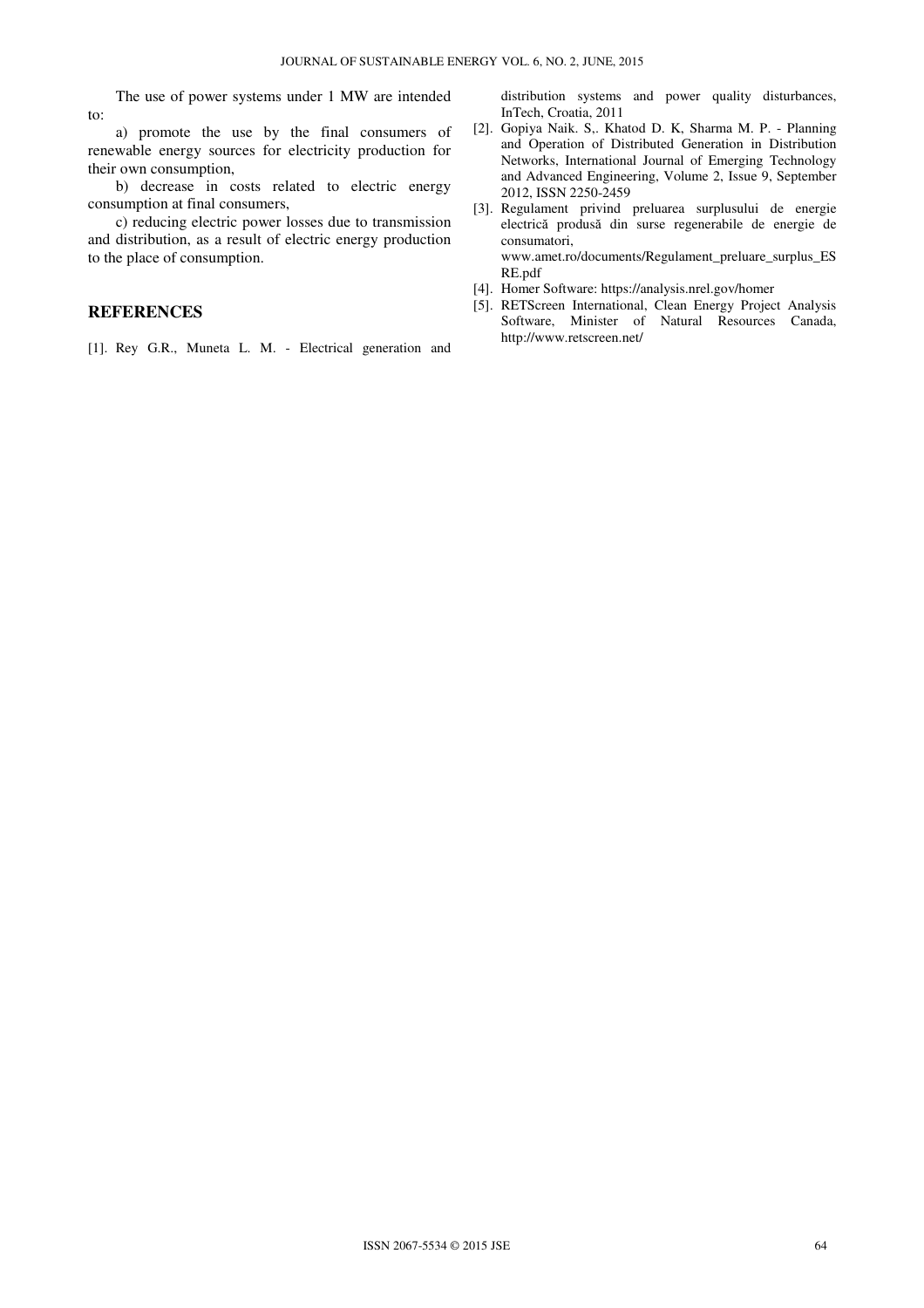The use of power systems under 1 MW are intended to:

a) promote the use by the final consumers of renewable energy sources for electricity production for their own consumption,

b) decrease in costs related to electric energy consumption at final consumers,

c) reducing electric power losses due to transmission and distribution, as a result of electric energy production to the place of consumption.

## REFERENCES

[1]. Rey G.R., Muneta L. M. - Electrical generation and distribution systems and power quality disturbances, InTech, Croatia, 2011

[2]. Gopiya Naik. S,. Khatod D. K, Sharma M. P. - Planning and Operation of Distributed Generation in Distribution Networks, International Journal of Emerging Technology and Advanced Engineering, Volume 2, Issue 9, September 2012, ISSN 2250-2459

[3]. Regulament privind preluarea surplusului de energie electrică produsă din surse regenerabile de energie de consumatori, www.amet.ro/documents/Regulament_preluare_surplus_ESRE.pdf

[4]. Homer Software: https://analysis.nrel.gov/homer

[5]. RETScreen International, Clean Energy Project Analysis Software, Minister of Natural Resources Canada, http://www.retscreen.net/